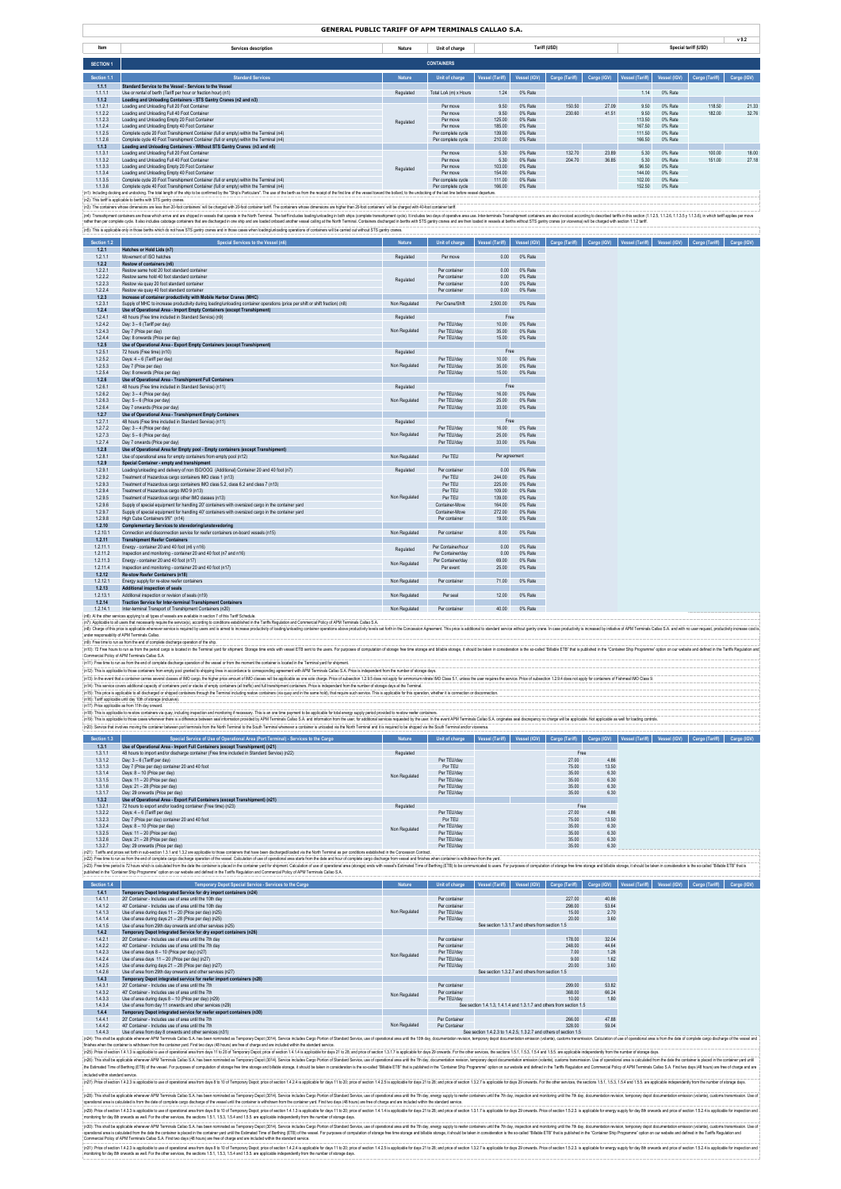# GENERAL PUBLIC TARIFF OF APM TERMINALS CALLAO S.A.

v 9.2

| Item | Services description | Nature | Unit of charge | Tariff (USD) | | | | Special tariff (USD) | | | |
|---|---|---|---|---|---|---|---|---|---|---|---|
| **SECTION 1** | **CONTAINERS** | | | | | | | | | | |
| **Section 1.1** | **Standard Services** | **Nature** | **Unit of charge** | **Vessel (Tariff)** | **Vessel (IGV)** | **Cargo (Tariff)** | **Cargo (IGV)** | **Vessel (Tariff)** | **Vessel (IGV)** | **Cargo (Tariff)** | **Cargo (IGV)** |
| **1.1.1** | **Standard Service to the Vessel - Services to the Vessel** | | | | | | | | | | |
| 1.1.1.1 | Use or rental of berth (Tariff per hour or fraction hour) (n1) | Regulated | Total LoA (m) x Hours | 1.24 | 0% Rate | | | 1.14 | 0% Rate | | |
| **1.1.2** | **Loading and Unloading Containers - STS Gantry Cranes (n2 and n3)** | | | | | | | | | | |
| 1.1.2.1 | Loading and Unloading Full 20 Foot Container | Regulated | Per move | 9.50 | 0% Rate | 150.50 | 27.09 | 9.50 | 0% Rate | 118.50 | 21.33 |
| 1.1.2.2 | Loading and Unloading Full 40 Foot Container | | Per move | 9.50 | 0% Rate | 230.60 | 41.51 | 9.50 | 0% Rate | 182.00 | 32.76 |
| 1.1.2.3 | Loading and Unloading Empty 20 Foot Container | | Per move | 125.00 | 0% Rate | | | 113.50 | 0% Rate | | |
| 1.1.2.4 | Loading and Unloading Empty 40 Foot Container | | Per move | 185.00 | 0% Rate | | | 167.50 | 0% Rate | | |
| 1.1.2.5 | Complete cycle 20 Foot Transhipment Container (full or empty) within the Terminal (n4) | | Per complete cycle | 139.00 | 0% Rate | | | 111.50 | 0% Rate | | |
| 1.1.2.6 | Complete cycle 40 Foot Transhipment Container (full or empty) within the Terminal (n4) | | Per complete cycle | 210.00 | 0% Rate | | | 166.50 | 0% Rate | | |
| **1.1.3** | **Loading and Unloading Containers - Without STS Gantry Cranes (n3 and n5)** | | | | | | | | | | |
| 1.1.3.1 | Loading and Unloading Full 20 Foot Container | Regulated | Per move | 5.30 | 0% Rate | 132.70 | 23.89 | 5.30 | 0% Rate | 100.00 | 18.00 |
| 1.1.3.2 | Loading and Unloading Full 40 Foot Container | | Per move | 5.30 | 0% Rate | 204.70 | 36.85 | 5.30 | 0% Rate | 151.00 | 27.18 |
| 1.1.3.3 | Loading and Unloading Empty 20 Foot Container | | Per move | 103.00 | 0% Rate | | | 96.50 | 0% Rate | | |
| 1.1.3.4 | Loading and Unloading Empty 40 Foot Container | | Per move | 154.00 | 0% Rate | | | 144.00 | 0% Rate | | |
| 1.1.3.5 | Complete cycle 20 Foot Transhipment Container (full or empty) within the Terminal (n4) | | Per complete cycle | 111.00 | 0% Rate | | | 102.00 | 0% Rate | | |
| 1.1.3.6 | Complete cycle 40 Foot Transhipment Container (full or empty) within the Terminal (n4) | | Per complete cycle | 166.00 | 0% Rate | | | 152.50 | 0% Rate | | |

(n1): Including docking and undocking. The total length of the ship to be confirmed by the "Ship's Particulars". The use of the berth as from the receipt of the first line of the vessel toward the bollard, to the undocking of the last line before vessel departure.

(n2): This tariff is applicable to berths with STS gantry cranes.

(n3): The containers whose dimensions are less than 20-foot containers' will be charged with 20-foot container tariff. The containers whose dimensions are higher than 20-foot containers' will be charged with 40-foot container tariff.

(n4): Transshipment containers are those which arrive and are shipped in vessels that operate in the North Terminal. The tariff includes loading/unloading in both ships (complete transshipment cycle). It includes two days of operative area use. Inter-terminals Transshipment containers are also invoiced according to described tariffs in this section (1.1.2.5, 1.1.2.6, 1.1.3.5 y 1.1.3.6), in which tariff applies per move rather than per complete cycle. It also includes cabotage containers that are discharged in one ship and are loaded onboard another vessel calling at the North Terminal. Containers discharged in berths with STS gantry cranes and are then loaded in vessels at berths without STS gantry cranes (or viceversa) will be charged with section 1.1.2 tariff.

(n5): This is applicable only in those berths which do not have STS gantry cranes and in those cases when loading/unloading operations of containers will be carried out without STS gantry cranes.

| Section 1.2 | Special Services to the Vessel (n6) | Nature | Unit of charge | Vessel (Tariff) | Vessel (IGV) | Cargo (Tariff) | Cargo (IGV) | Vessel (Tariff) | Vessel (IGV) | Cargo (Tariff) | Cargo (IGV) |
|---|---|---|---|---|---|---|---|---|---|---|---|
| **1.2.1** | **Hatches or Hold Lids (n7)** | | | | | | | | | | |
| 1.2.1.1 | Movement of ISO hatches | Regulated | Per move | 0.00 | 0% Rate | | | | | | |
| **1.2.2** | **Restow of containers (n8)** | | | | | | | | | | |
| 1.2.2.1 | Restow same hold 20 foot standard container | Regulated | Per container | 0.00 | 0% Rate | | | | | | |
| 1.2.2.2 | Restow same hold 40 foot standard container | | Per container | 0.00 | 0% Rate | | | | | | |
| 1.2.2.3 | Restow via quay 20 foot standard container | | Per container | 0.00 | 0% Rate | | | | | | |
| 1.2.2.4 | Restow via quay 40 foot standard container | | Per container | 0.00 | 0% Rate | | | | | | |
| **1.2.3** | **Increase of container productivity with Mobile Harbor Cranes (MHC)** | | | | | | | | | | |
| 1.2.3.1 | Supply of MHC to increase productivity during loading/unloading container operations (price per shift or shift fraction) (n8) | Non Regulated | Per Crane/Shift | 2,500.00 | 0% Rate | | | | | | |
| **1.2.4** | **Use of Operational Area - Import Empty Containers (except Transhipment)** | | | | | | | | | | |
| 1.2.4.1 | 48 hours (Free time included in Standard Service) (n9) | Regulated | | Free | | | | | | | |
| 1.2.4.2 | Day: 3 – 6 (Tariff per day) | Non Regulated | Per TEU/day | 10.00 | 0% Rate | | | | | | |
| 1.2.4.3 | Day 7 (Price per day) | | Per TEU/day | 35.00 | 0% Rate | | | | | | |
| 1.2.4.4 | Day: 8 onwards (Price per day) | | Per TEU/day | 15.00 | 0% Rate | | | | | | |
| **1.2.5** | **Use of Operational Area - Export Empty Containers (except Transhipment)** | | | | | | | | | | |
| 1.2.5.1 | 72 hours (Free time) (n10) | Regulated | | Free | | | | | | | |
| 1.2.5.2 | Days: 4 – 6 (Tariff per day) | Non Regulated | Per TEU/day | 10.00 | 0% Rate | | | | | | |
| 1.2.5.3 | Day 7 (Price per day) | | Per TEU/day | 35.00 | 0% Rate | | | | | | |
| 1.2.5.4 | Day: 8 onwards (Price per day) | | Per TEU/day | 15.00 | 0% Rate | | | | | | |
| **1.2.6** | **Use of Operational Area - Transhipment Full Containers** | | | | | | | | | | |
| 1.2.6.1 | 48 hours (Free time included in Standard Service) (n11) | Regulated | | Free | | | | | | | |
| 1.2.6.2 | Day: 3 – 4 (Price per day) | Non Regulated | Per TEU/day | 16.00 | 0% Rate | | | | | | |
| 1.2.6.3 | Day: 5 – 6 (Price per day) | | Per TEU/day | 25.00 | 0% Rate | | | | | | |
| 1.2.6.4 | Day 7 onwards (Price per day) | | Per TEU/day | 33.00 | 0% Rate | | | | | | |
| **1.2.7** | **Use of Operational Area - Transhipment Empty Containers** | | | | | | | | | | |
| 1.2.7.1 | 48 hours (Free time included in Standard Service) (n11) | Regulated | | Free | | | | | | | |
| 1.2.7.2 | Day: 3 – 4 (Price per day) | Non Regulated | Per TEU/day | 16.00 | 0% Rate | | | | | | |
| 1.2.7.3 | Day: 5 – 6 (Price per day) | | Per TEU/day | 25.00 | 0% Rate | | | | | | |
| 1.2.7.4 | Day 7 onwards (Price per day) | | Per TEU/day | 33.00 | 0% Rate | | | | | | |
| **1.2.8** | **Use of Operational Area for Empty pool - Empty containers (except Transhipment)** | | | | | | | | | | |
| 1.2.8.1 | Use of operational area for empty containers from empty pool (n12) | Non Regulated | Per TEU | Per agreement | | | | | | | |
| **1.2.9** | **Special Container - empty and transhipment** | | | | | | | | | | |
| 1.2.9.1 | Loading/unloading and delivery of non ISO/OOG (Additional) Container 20 and 40 foot (n7) | Regulated | Per container | 0.00 | 0% Rate | | | | | | |
| 1.2.9.2 | Treatment of Hazardous cargo containers IMO class 1 (n13) | Non Regulated | Per TEU | 244.00 | 0% Rate | | | | | | |
| 1.2.9.3 | Treatment of Hazardous cargo containers IMO class 5.2, class 6.2 and class 7 (n13) | | Per TEU | 225.00 | 0% Rate | | | | | | |
| 1.2.9.4 | Treatment of Hazardous cargo IMO 9 (n13) | | Per TEU | 109.00 | 0% Rate | | | | | | |
| 1.2.9.5 | Treatment of Hazardous cargo other IMO classes (n13) | | Per TEU | 139.00 | 0% Rate | | | | | | |
| 1.2.9.6 | Supply of special equipment for handling 20' containers with oversized cargo in the container yard | | Container-Move | 164.00 | 0% Rate | | | | | | |
| 1.2.9.7 | Supply of special equipment for handling 40' containers with oversized cargo in the container yard | | Container-Move | 272.00 | 0% Rate | | | | | | |
| 1.2.9.8 | High Cube Containers 9'6" (n14) | | Per container | 19.00 | 0% Rate | | | | | | |
| **1.2.10** | **Complementary Services to stevedoring/unstevedoring** | | | | | | | | | | |
| 1.2.10.1 | Connection and disconnection service for reefer containers on-board vessels (n15) | Non Regulated | Per container | 8.00 | 0% Rate | | | | | | |
| **1.2.11** | **Transhipment Reefer Containers** | | | | | | | | | | |
| 1.2.11.1 | Energy - container 20 and 40 foot (n6 y n16) | Regulated | Per Container/hour | 0.00 | 0% Rate | | | | | | |
| 1.2.11.2 | Inspection and monitoring - container 20 and 40 foot (n7 and n16) | | Per Container/day | 0.00 | 0% Rate | | | | | | |
| 1.2.11.3 | Energy - container 20 and 40 foot (n17) | Non Regulated | Per Container/day | 69.00 | 0% Rate | | | | | | |
| 1.2.11.4 | Inspection and monitoring - container 20 and 40 foot (n17) | | Per event | 25.00 | 0% Rate | | | | | | |
| **1.2.12** | **Re-stow Reefer Containers (n18)** | | | | | | | | | | |
| 1.2.12.1 | Energy supply for re-stow reefer containers | Non Regulated | Per container | 71.00 | 0% Rate | | | | | | |
| **1.2.13** | **Additional inspection of seals** | | | | | | | | | | |
| 1.2.13.1 | Additional inspection or revision of seals (n19) | Non Regulated | Per seal | 12.00 | 0% Rate | | | | | | |
| **1.2.14** | **Traction Service for Inter-terminal Transhipment Containers** | | | | | | | | | | |
| 1.2.14.1 | Inter-terminal Transport of Transhipment Containers (n20) | Non Regulated | Per container | 40.00 | 0% Rate | | | | | | |

(n6): At the other services applying to all types of vessels are available in section 7 of this Tariff Schedule.

(n7): Applicable to all users that necessarily require the service(s), according to conditions established in the Tariffs Regulation and Commercial Policy of APM Terminals Callao S.A.

(n8): Charge of this price is applicable whenever service is required by users and is aimed to increase productivity of loading/unloading container operations above productivity levels set forth in the Concession Agreement. This price is additional to standard service without gantry crane. In case productivity is increased by initiative of APM Terminals Callao S.A. and with no user request, productivity increase cost is under responsability of APM Terminals Callao.

(n9): Free time to run as from the end of complete discharge operation of the ship.

(n10): 72 Free hours to run as from the period cargo is located in the Terminal yard for shipment. Storage time ends with vessel ETB sent to the users. For purposes of computation of storage free time storage and billable storage, it should be taken in consideration is the so-called "Billable ETB" that is published in the "Container Ship Programme" option on our website and defined in the Tariffs Regulation and Commercial Policy of APM Terminals Callao S.A.

(n11): Free time to run as from the end of complete discharge operation of the vessel or from the moment the container is located in the Terminal yard for shipment.

(n12): This is applicable to those containers from empty pool granted to shipping lines in accordance to corresponding agreement with APM Terminals Callao S.A. Price is independent from the number of storage days.

(n13): In the event that a container carries several classes of IMO cargo, the higher price amount of IMO classes will be applicable as one sole charge. Price of subsection 1.2.9.5 does not apply for ammonium nitrate IMO Class 5.1, unless the user requires the service. Price of subsection 1.2.9.4 does not apply for containers of Fishmeal IMO Class 9.

(n14): This service covers additional capacity of containers yard or stacks of empty containers (all traffic) and full transhipment containers. Price is independent from the number of storage days at the Terminal.

(n15): This price is applicable to all discharged or shipped containers through the Terminal including restow containers (via quay and in the same hold), that require such service. This is applicable for this operation, whether it is connection or disconnection.

(n16): Tariff applicable until day 10th of storage (inclusive).

(n17): Price applicable as from 11th day onward.

(n18): This is applicable to re-stow containers via quay, including inspection and monitoring if necessary. This is a one time payment to be applicable for total energy supply period provided to re-stow reefer containers.

(n19): This is applicable to those cases whenever there is a difference between seal information provided by APM Terminals Callao S.A. and information from the user, for additional services requested by the user. In the event APM Terminals Callao S.A. originates seal discrepancy no charge will be applicable. Not applicable as well for loading controls.

(n20): Service that involves moving the container between port terminals from the North Terminal to the South Terminal whenever a container is unloaded via the North Terminal and it is required to be shipped via the South Terminal and/or viceversa.

| Section 1.3 | Special Service of Use of Operational Area (Port Terminal) - Services to the Cargo | Nature | Unit of charge | Vessel (Tariff) | Vessel (IGV) | Cargo (Tariff) | Cargo (IGV) | Vessel (Tariff) | Vessel (IGV) | Cargo (Tariff) | Cargo (IGV) |
|---|---|---|---|---|---|---|---|---|---|---|---|
| **1.3.1** | **Use of Operational Area - Import Full Containers (except Transhipment) (n21)** | | | | | | | | | | |
| 1.3.1.1 | 48 hours to import and/or discharge container (Free time included in Standard Service) (n22) | Regulated | | | | Free | | | | | |
| 1.3.1.2 | Day: 3 – 6 (Tariff per day) | Non Regulated | Per TEU/day | | | 27.00 | 4.86 | | | | |
| 1.3.1.3 | Day 7 (Price per day) container 20 and 40 foot | | Per TEU | | | 75.00 | 13.50 | | | | |
| 1.3.1.4 | Days: 8 – 10 (Price per day) | | Per TEU/day | | | 35.00 | 6.30 | | | | |
| 1.3.1.5 | Days: 11 – 20 (Price per day) | | Per TEU/day | | | 35.00 | 6.30 | | | | |
| 1.3.1.6 | Days: 21 – 28 (Price per day) | | Per TEU/day | | | 35.00 | 6.30 | | | | |
| 1.3.1.7 | Day: 29 onwards (Price per day) | | Per TEU/day | | | 35.00 | 6.30 | | | | |
| **1.3.2** | **Use of Operational Area - Export Full Containers (except Transhipment) (n21)** | | | | | | | | | | |
| 1.3.2.1 | 72 hours to export and/or loading container (Free time) (n23) | Regulated | | | | Free | | | | | |
| 1.3.2.2 | Days: 4 – 6 (Tariff per day) | Non Regulated | Per TEU/day | | | 27.00 | 4.86 | | | | |
| 1.3.2.3 | Day 7 (Price per day) container 20 and 40 foot | | Per TEU | | | 75.00 | 13.50 | | | | |
| 1.3.2.4 | Days: 8 – 10 (Price per day) | | Per TEU/day | | | 35.00 | 6.30 | | | | |
| 1.3.2.5 | Days: 11 – 20 (Price per day) | | Per TEU/day | | | 35.00 | 6.30 | | | | |
| 1.3.2.6 | Days: 21 – 28 (Price per day) | | Per TEU/day | | | 35.00 | 6.30 | | | | |
| 1.3.2.7 | Day: 29 onwards (Price per day) | | Per TEU/day | | | 35.00 | 6.30 | | | | |

(n21): Tariffs and prices set forth in sub-section 1.3.1 and 1.3.2 are applicable to those containers that have been discharged/loaded via the North Terminal as per conditions established in the Concession Contract.

(n22): Free time to run as from the end of complete cargo discharge operation of the vessel. Calculation of use of operational area starts from the date and hour of complete cargo discharge from vessel and finishes when container is withdrawn from the yard.

(n23): Free time period is 72 hours which is calculated from the date the container is placed in the container yard for shipment. Calculation of use of operational area (storage) ends with vessel's Estimated Time of Berthing (ETB) to be communicated to users. For purposes of computation of storage free time and billable storage, it should be taken in consideration is the so-called "Billable ETB" that is published in the "Container Ship Programme" option on our website and defined in the Tariffs Regulation and Commercial Policy of APM Terminals Callao S.A.

| Section 1.4 | Temporary Depot Special Service - Services to the Cargo | Nature | Unit of charge | Vessel (Tariff) | Vessel (IGV) | Cargo (Tariff) | Cargo (IGV) | Vessel (Tariff) | Vessel (IGV) | Cargo (Tariff) | Cargo (IGV) |
|---|---|---|---|---|---|---|---|---|---|---|---|
| **1.4.1** | **Temporary Depot Integrated Service for dry import containers (n24)** | | | | | | | | | | |
| 1.4.1.1 | 20' Container - Includes use of area until the 10th day | Non Regulated | Per container | | | 227.00 | 40.86 | | | | |
| 1.4.1.2 | 40' Container - Includes use of area until the 10th day | | Per container | | | 298.00 | 53.64 | | | | |
| 1.4.1.3 | Use of area during days 11 – 20 (Price per day) (n25) | | Per TEU/day | | | 15.00 | 2.70 | | | | |
| 1.4.1.4 | Use of area during days 21 – 28 (Price per day) (n25) | | Per TEU/day | | | 20.00 | 3.60 | | | | |
| 1.4.1.5 | Use of area from 29th day onwards and other services (n25) | | | See section 1.3.1.7 and others from section 1.5 | | | | | | | |
| **1.4.2** | **Temporary Depot Integrated Service for dry export containers (n26)** | | | | | | | | | | |
| 1.4.2.1 | 20' Container - Includes use of area until the 7th day | Non Regulated | Per container | | | 178.00 | 32.04 | | | | |
| 1.4.2.2 | 40' Container - Includes use of area until the 7th day | | Per container | | | 248.00 | 44.64 | | | | |
| 1.4.2.3 | Use of area days 8 – 10 (Price per day) (n27) | | Per TEU/day | | | 7.00 | 1.26 | | | | |
| 1.4.2.4 | Use of area days 11 – 20 (Price per day) (n27) | | Per TEU/day | | | 9.00 | 1.62 | | | | |
| 1.4.2.5 | Use of area during days 21 – 28 (Price per day) (n27) | | Per TEU/day | | | 20.00 | 3.60 | | | | |
| 1.4.2.6 | Use of area from 29th day onwards and other services (n27) | | | See section 1.3.2.7 and others from section 1.5 | | | | | | | |
| **1.4.3** | **Temporary Depot integrated service for reefer import containers (n28)** | | | | | | | | | | |
| 1.4.3.1 | 20' Container - Includes use of area until the 7th | Non Regulated | Per container | | | 299.00 | 53.82 | | | | |
| 1.4.3.2 | 40' Container - Includes use of area until the 7th | | Per container | | | 368.00 | 66.24 | | | | |
| 1.4.3.3 | Use of area during days 8 – 10 (Price per day) (n29) | | Per TEU/day | | | 10.00 | 1.80 | | | | |
| 1.4.3.4 | Use of area from day 11 onwards and other services (n29) | | | See section 1.4.1.3, 1.4.1.4 and 1.3.1.7 and others from section 1.5 | | | | | | | |
| **1.4.4** | **Temporary Depot integrated service for reefer export containers (n30)** | | | | | | | | | | |
| 1.4.4.1 | 20' Container - Includes use of area until the 7th | Non Regulated | Per Container | | | 266.00 | 47.88 | | | | |
| 1.4.4.2 | 40' Container - Includes use of area until the 7th | | Per Container | | | 328.00 | 59.04 | | | | |
| 1.4.4.3 | Use of area from day 8 onwards and other services (n31) | | | See section 1.4.2.3 to 1.4.2.5, 1.3.2.7 and others of section 1.5 | | | | | | | |

(n24): This shall be applicable whenever APM Terminals Callao S.A. has been nominated as Temporary Depot (3014). Service includes Cargo Portion of Standard Service, use of operational area until the 10th day, documentation revision, temporary depot documentation emission (volante), customs transmission. Calculation of use of operational area is from the date of complete cargo discharge of the vessel and finishes when the container is withdrawn from the container yard. First two days (48 hours) are free of charge and are included within the standard service.

(n25): Price of section 1.4.1.3 is applicable to use of operational area from days 11 to 20 of Temporary Depot; price of section 1.4.1.4 is applicable for days 21 to 28; and price of section 1.3.1.7 is applicable for days 29 onwards. For the other services, the sections 1.5.1, 1.5.3, 1.5.4 and 1.5.5 are applicable independently from the number of storage days.

(n26): This shall be applicable whenever APM Terminals Callao S.A. has been nominated as Temporary Depot (3014). Service includes Cargo Portion of Standard Service, use of operational area until the 7th day, documentation revision, temporary depot documentation emission (volante), customs transmission. Use of operational area is calculated from the date the container is placed in the container yard until the Estimated Time of Berthing (ETB) of the vessel. For purposes of computation of storage free time and billable storage, it should be taken in consideration is the so-called "Billable ETB" that is published in the "Container Ship Programme" option on our website and defined in the Tariffs Regulation and Commercial Policy of APM Terminals Callao S.A. First two days (48 hours) are free of charge and are included within standard service.

(n27): Price of section 1.4.2.3 is applicable to use of operational area from days 8 to 10 of Temporary Depot; price of section 1.4.2.4 is applicable for days 11 to 20; price of section 1.4.2.5 is applicable for days 21 to 28; and price of section 1.3.2.7 is applicable for days 29 onwards. For the other services, the sections 1.5.1, 1.5.3, 1.5.4 and 1.5.5 are applicable independently from the number of storage days.

(n28): This shall be applicable whenever APM Terminals Callao S.A. has been nominated as Temporary Depot (3014). Service includes Cargo Portion of Standard Service, use of operational area until the 7th day, energy supply to reefer containers until the 7th day, inspection and monitoring until the 7th day, documentation revision, temporary depot documentation emission (volante), customs transmission. Use of operational area is calculated from the date of complete cargo discharge of the vessel until the container is withdrawn from the container yard. First two days (48 hours) are free of charge and are included within the standard service.

(n29): Price of section 1.4.3.3 is applicable to use of operational area from days 8 to 10 of Temporary Depot; price of section 1.4.1.3 is applicable for days 11 to 20; price of section 1.4.1.4 is applicable for days 21 to 28; and price of section 1.3.1.7 is applicable for days 29 onwards. Price of section 1.5.2.3. is applicable for energy supply for day 8th onwards and price of section 1.5.2.4 is applicable for inspection and monitoring for day 8th onwards as well. For the other services, the sections 1.5.1, 1.5.3, 1.5.4 and 1.5.5 are applicable independently from the number of storage days.

(n30): This shall be applicable whenever APM Terminals Callao S.A. has been nominated as Temporary Depot (3014). Service includes Cargo Portion of Standard Service, use of operational area until the 7th day, energy supply to reefer containers until the 7th day, inspection and monitoring until the 7th day, documentation revision, temporary depot documentation emission (volante), customs transmission. Use of operational area is calculated from the date the container is placed in the container yard until the Estimated Time of Berthing (ETB) of the vessel. For purposes of computation of storage free time and billable storage, it should be taken in consideration is the so-called "Billable ETB" that is published in the "Container Ship Programme" option on our website and defined in the Tariffs Regulation and Commercial Policy of APM Terminals Callao S.A. First two days (48 hours) are free of charge and are included within the standard service.

(n31): Price of section 1.4.2.3 is applicable to use of operational area from days 8 to 10 of Temporary Depot; price of section 1.4.2.4 is applicable for days 11 to 20; price of section 1.4.2.5 is applicable for days 21 to 28; and price of section 1.3.2.7 is applicable for days 29 onwards. Price of section 1.5.2.3. is applicable for energy supply for day 8th onwards and price of section 1.5.2.4 is applicable for inspection and monitoring for day 8th onwards as well. For the other services, the sections 1.5.1, 1.5.3, 1.5.4 and 1.5.5 are applicable independently from the number of storage days.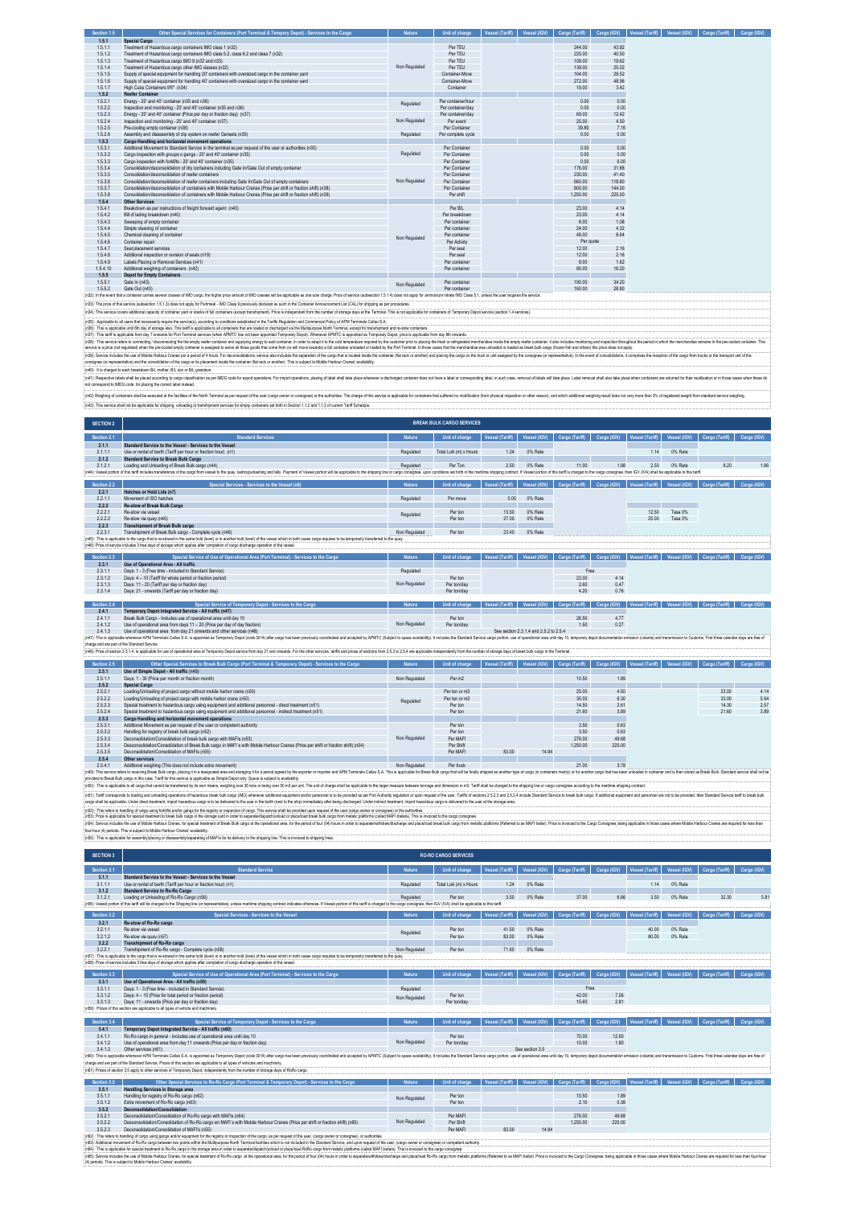| Section 1.5 | Other Special Services for Containers (Port Terminal & Tempory Depot) - Services to the Cargo | Nature | Unit of charge | Vessel (Tariff) | Vessel (IGV) | Cargo (Tariff) | Cargo (IGV) | Vessel (Tariff) | Vessel (IGV) | Cargo (Tariff) | Cargo (IGV) |
|---|---|---|---|---|---|---|---|---|---|---|---|
| **1.5.1** | **Special Cargo** | | | | | | | | | | |
| 1.5.1.1 | Treatment of Hazardous cargo containers IMO class 1 (n32) | Non Regulated | Per TEU | | | 244.00 | 43.92 | | | | |
| 1.5.1.2 | Treatment of Hazardous cargo containers IMO class 5.2, class 6.2 and class 7 (n32) | | Per TEU | | | 225.00 | 40.50 | | | | |
| 1.5.1.3 | Treatment of Hazardous cargo IMO 9 (n32 and n33) | | Per TEU | | | 109.00 | 19.62 | | | | |
| 1.5.1.4 | Treatment of Hazardous cargo other IMO classes (n32) | | Per TEU | | | 139.00 | 25.02 | | | | |
| 1.5.1.5 | Supply of special equipment for handling 20' containers with oversized cargo in the container yard | | Container-Move | | | 164.00 | 29.52 | | | | |
| 1.5.1.6 | Supply of special equipment for handling 40' containers with oversized cargo in the container yard | | Container-Move | | | 272.00 | 48.96 | | | | |
| 1.5.1.7 | High Cube Containers 9'6" (n34) | | Container | | | 19.00 | 3.42 | | | | |
| **1.5.2** | **Reefer Container** | | | | | | | | | | |
| 1.5.2.1 | Energy - 20' and 40' container (n35 and n36) | Regulated | Per container/hour | | | 0.00 | 0.00 | | | | |
| 1.5.2.2 | Inspection and monitoring - 20' and 40' container (n35 and n36) | | Per container/day | | | 0.00 | 0.00 | | | | |
| 1.5.2.3 | Energy - 20' and 40' container (Price per day or fraction day) (n37) | Non Regulated | Per container/day | | | 69.00 | 12.42 | | | | |
| 1.5.2.4 | Inspection and monitoring - 20' and 40' container (n37) | | Per event | | | 25.00 | 4.50 | | | | |
| 1.5.2.5 | Pre-cooling empty container (n38) | | Per Container | | | 39.80 | 7.16 | | | | |
| 1.5.2.6 | Assembly and disassembly of clip system on reefer Gensets (n35) | Regulated | Per complete cycle | | | 0.00 | 0.00 | | | | |
| **1.5.3** | **Cargo Handling and horizontal movement operations** | | | | | | | | | | |
| 1.5.3.1 | Additional Movement to Standard Service in the terminal as per request of the user or authorities (n35) | Regulated | Per Container | | | 0.00 | 0.00 | | | | |
| 1.5.3.2 | Cargo inspection with groups o gangs - 20' and 40' container (n35) | | Per Container | | | 0.00 | 0.00 | | | | |
| 1.5.3.3 | Cargo inspection with forklifts - 20' and 40' container (n35) | | Per Container | | | 0.00 | 0.00 | | | | |
| 1.5.3.4 | Consolidation/deconsolidation of dry containers including Gate In/Gate Out of empty container | Non Regulated | Per Container | | | 176.00 | 31.68 | | | | |
| 1.5.3.5 | Consolidation/deconsolidation of reefer containers | | Per Container | | | 230.00 | 41.40 | | | | |
| 1.5.3.6 | Consolidation/deconsolidation of reefer containers including Gate In/Gate Out of empty containers | | Per Container | | | 660.00 | 118.80 | | | | |
| 1.5.3.7 | Consolidation/deconsolidation of containers with Mobile Harbour Cranes (Price per shift or fraction shift) (n38) | | Per Container | | | 800.00 | 144.00 | | | | |
| 1.5.3.8 | Consolidation/deconsolidation of containers with Mobile Harbour Cranes (Price per shift or fraction shift) (n39) | | Per shift | | | 1,250.00 | 225.00 | | | | |
| **1.5.4** | **Other Services** | | | | | | | | | | |
| 1.5.4.1 | Breakdown as per instructions of freight forward agent (n40) | Non Regulated | Per B/L | | | 23.00 | 4.14 | | | | |
| 1.5.4.2 | Bill of lading breakdown (n40) | | Per breakdown | | | 23.00 | 4.14 | | | | |
| 1.5.4.3 | Sweeping of empty container | | Per container | | | 6.00 | 1.08 | | | | |
| 1.5.4.4 | Simple cleaning of container | | Per container | | | 24.00 | 4.32 | | | | |
| 1.5.4.5 | Chemical cleaning of container | | Per container | | | 48.00 | 8.64 | | | | |
| 1.5.4.6 | Container repair | | Per Activity | | | Per quote | | | | | |
| 1.5.4.7 | Seal placement services | | Per seal | | | 12.00 | 2.16 | | | | |
| 1.5.4.8 | Additional inspection or revision of seals (n19) | | Per seal | | | 12.00 | 2.16 | | | | |
| 1.5.4.9 | Labels Placing or Removal Services (n41) | | Per container | | | 9.00 | 1.62 | | | | |
| 1.5.4.10 | Additional weighing of containers (n42) | | Per container | | | 90.00 | 16.20 | | | | |
| **1.5.5** | **Depot for Empty Containers** | | | | | | | | | | |
| 1.5.5.1 | Gate In (n43) | Non Regulated | Per container | | | 190.00 | 34.20 | | | | |
| 1.5.5.2 | Gate Out (n43) | | Per container | | | 160.00 | 28.80 | | | | |

(n32): In the event that a container carries several classes of IMO cargo, the higher price amount of IMO classes will be applicable as one sole charge. Price of service (subsection 1.5.1.4) does not apply for ammonium nitrate IMO Class 5.1, unless the user requires the service.

(n33): The price of this service (subsection 1.5.1.3) does not apply for Fishmeal - IMO Class 9 previously declared as such in the Container Announcement List (CAL) for shipping as per procedures.

(n34): This service covers additional capacity of container yard or stacks of tall containers (except transhipment). Price is independent from the number of storage days at the Terminal. This is not applicable for containers of Temporary Depot service (section 1.4 services).

(n35): Applicable to all users that necessarily require the service(s), according to conditions established in the Tariffs Regulation and Commercial Policy of APM Terminals Callao S.A.

(n36): This is applicable until 6th day of storage also. This tariff is applicable to all containers that are loaded or discharged via the Multipurpose North Terminal, except for transhipment and re-stow containers.

(n37): This tariff is applicable from day 7 onwards for Port Terminal services (when APMTC has not been appointed Temporary Depot). Whenever APMTC is appointed as Temporary Depot, price is applicable from day 5th onwards.

(n38): This service refers to connecting / disconnecting the the empty reefer container and supplying energy to said container, in order to adapt it to the cold temperature required by the customer prior to placing the fresh or refrigerated merchandise inside the empty reefer container; it also includes monitoring and inspection throughout the period in which the merchandise remains in the pre-cooled container. This service is a price (not regulated) when the pre-cooled empty container is assigned to serve all those goods that come from (or will move towards) a full container unloaded or loaded by the Port Terminal. In those cases that the merchandise was unloaded or loaded as break bulk cargo (frozen fish and others) this price does not apply.

(n39): Service includes the use of Mobile Harbour Cranes per a period of 4 hours. For deconsolidations, service also includes the separation of the cargo that is located inside the container (flat rock or another) and placing the cargo on the truck or unit assigned by the consignee (or representative). In the event of consolidations, it comprises the reception of the cargo from trucks or the transport unit of the consignee (or representative) and the consolidation of the cargo or its placement inside the container (flat rack or another). This is subject to Mobile Harbour Cranes' availability.

(n40): It is charged to each breakdown B/L mother, B/L son or B/L grandson.

(n41): Respective labels shall be placed according to cargo classification as per IMDG code for export operations. For import operations, placing of label shall take place whenever a discharged container does not have a label or corresponding label, in such case, removal of labels will take place. Label removal shall also take place when containers are returned for their reutilization or in those cases where these do not correspond to IMDG code, for placing the correct label instead.

(n42) Weighing of containers shall be executed at the facilities of the North Terminal as per request of the user (cargo owner or consignee) or the authorities. The charge of this service is applicable for containers that suffered no modification (from physical inspection or other reason), and which additional weighing result does not vary more than 3% of registered weight from standard service weighing.

(n43): This service shall not be applicable for shipping, unloading or transhipment services for empty containers set forth in Section 1.1.2 and 1.1.3 of current Tariff Schedule.

## SECTION 2 — BREAK BULK CARGO SERVICES

| Section 2.1 | Standard Services | Nature | Unit of charge | Vessel (Tariff) | Vessel (IGV) | Cargo (Tariff) | Cargo (IGV) | Vessel (Tariff) | Vessel (IGV) | Cargo (Tariff) | Cargo (IGV) |
|---|---|---|---|---|---|---|---|---|---|---|---|
| **2.1.1** | **Standard Service to the Vessel - Services to the Vessel** | | | | | | | | | | |
| 2.1.1.1 | Use or rental of berth (Tariff per hour or fraction hour) (n1) | Regulated | Total LoA (m) x Hours | 1.24 | 0% Rate | | | 1.14 | 0% Rate | | |
| **2.1.2** | **Standard Service to Break Bulk Cargo** | | | | | | | | | | |
| 2.1.2.1 | Loading and Unloading of Break Bulk cargo (n44) | Regulated | Per Ton | 2.50 | 0% Rate | 11.00 | 1.98 | 2.50 | 0% Rate | 9.20 | 1.66 |

(n44): Vessel portion of this tariff includes transference of the cargo from vessel to the quay, lashing/unlashing and tally. Payment of Vessel portion will be applicable to the shipping line or cargo consignee, upon conditions set forth in the maritime shipping contract. If Vessel portion of this tariff is charged to the cargo consignee, then IGV (VAT) shall be applicable to this tariff.

| Section 2.2 | Special Services - Services to the Vessel (n6) | Nature | Unit of charge | Vessel (Tariff) | Vessel (IGV) | Cargo (Tariff) | Cargo (IGV) | Vessel (Tariff) | Vessel (IGV) | Cargo (Tariff) | Cargo (IGV) |
|---|---|---|---|---|---|---|---|---|---|---|---|
| **2.2.1** | **Hatches or Hold Lids (n7)** | | | | | | | | | | |
| 2.2.1.1 | Movement of ISO hatches | Regulated | Per move | 0.00 | 0% Rate | | | | | | |
| **2.2.2** | **Re-stow of Break Bulk Cargo** | | | | | | | | | | |
| 2.2.2.1 | Re-stow via vessel | Regulated | Per ton | 13.50 | 0% Rate | | | 12.50 | Tasa 0% | | |
| 2.2.2.2 | Re-stow via quay (n45) | | Per ton | 27.00 | 0% Rate | | | 25.00 | Tasa 0% | | |
| **2.2.3** | **Transhipment of Break Bulk cargo** | | | | | | | | | | |
| 2.2.3.1 | Transhipment of Break Bulk cargo - Complete cycle (n46) | Non Regulated | Per ton | 23.40 | 0% Rate | | | | | | |

(n45): This is applicable to the cargo that is re-stowed in the same hold (level) or in another hold (level) of the vessel which in both cases cargo requires to be temporarily transferred to the quay.

(n46): Price of service includes 3 free days of storage which applies after completion of cargo discharge operation of the vessel.

| Section 2.3 | Special Service of Use of Operational Area (Port Terminal) - Services to the Cargo | Nature | Unit of charge | Vessel (Tariff) | Vessel (IGV) | Cargo (Tariff) | Cargo (IGV) | Vessel (Tariff) | Vessel (IGV) | Cargo (Tariff) | Cargo (IGV) |
|---|---|---|---|---|---|---|---|---|---|---|---|
| **2.3.1** | **Use of Operational Area - All traffic** | | | | | | | | | | |
| 2.3.1.1 | Days: 1 - 3 (Free time - included in Standard Service) | Regulated | | | | Free | | | | | |
| 2.3.1.2 | Days: 4 – 10 (Tariff for whole period or fraction period) | Non Regulated | Per ton | | | 23.00 | 4.14 | | | | |
| 2.3.1.3 | Days: 11 - 20 (Tariff per day or fraction day) | | Per ton/day | | | 2.60 | 0.47 | | | | |
| 2.3.1.4 | Days: 21 - onwards (Tariff per day or fraction day) | | Per ton/day | | | 4.20 | 0.76 | | | | |

| Section 2.4 | Special Service of Temporary Depot - Services to the Cargo | Nature | Unit of charge | Vessel (Tariff) | Vessel (IGV) | Cargo (Tariff) | Cargo (IGV) | Vessel (Tariff) | Vessel (IGV) | Cargo (Tariff) | Cargo (IGV) |
|---|---|---|---|---|---|---|---|---|---|---|---|
| **2.4.1** | **Temporary Depot Integrated Service - All traffic (n47)** | | | | | | | | | | |
| 2.4.1.1 | Break Bulk Cargo - Includes use of operational area until day 10 | Non Regulated | Per ton | | | 26.50 | 4.77 | | | | |
| 2.4.1.2 | Use of operational area from days 11 – 20 (Price per day of day fraction) | | Per ton/day | | | 1.50 | 0.27 | | | | |
| 2.4.1.3 | Use of operational area from day 21 onwards and other services (n48) | | | See section 2.3.1.4 and 2.5.2 to 2.5.4 | | | | | | | |

(n47): This is applicable whenever APM Terminals Callao S.A. is appointed as Temporary Depot (code 3014) after cargo has been previously coordinated and accepted by APMTC (Subject to space availability). It includes the Standard Service cargo portion, use of operational area until day 10, temporary depot documentation emission (volante) and transmission to Customs. First three calendar days are free of charge and are part of the Standard Service.

(n48): Price of section 2.3.1.4. is applicable for use of operational area of Temporary Depot service from day 21 and onwards. For the other services, tariffs and prices of sections from 2.5.2 to 2.5.4 are applicable independently from the number of storage days of break bulk cargo in the Terminal.

| Section 2.5 | Other Special Services to Break Bulk Cargo (Port Terminal & Temporary Depot) - Services to the Cargo | Nature | Unit of charge | Vessel (Tariff) | Vessel (IGV) | Cargo (Tariff) | Cargo (IGV) | Vessel (Tariff) | Vessel (IGV) | Cargo (Tariff) | Cargo (IGV) |
|---|---|---|---|---|---|---|---|---|---|---|---|
| **2.5.1** | **Use of Simple Depot - All traffic (n49)** | | | | | | | | | | |
| 2.5.1.1 | Days: 1 - 30 (Price per month or fraction month) | Non Regulated | Per m2 | | | 10.50 | 1.89 | | | | |
| **2.5.2** | **Special Cargo** | | | | | | | | | | |
| 2.5.2.1 | Loading/Unloading of project cargo without mobile harbor crane (n50) | Regulated | Per ton or m3 | | | 25.00 | 4.50 | | | 23.00 | 4.14 |
| 2.5.2.2 | Loading/Unloading of project cargo with mobile harbor crane (n50) | | Per ton or m3 | | | 35.00 | 6.30 | | | 33.00 | 5.94 |
| 2.5.2.3 | Special treatment to hazardous cargo using equipment and additional personnel - direct treatment (n51) | | Per ton | | | 14.50 | 2.61 | | | 14.30 | 2.57 |
| 2.5.2.4 | Special treatment to hazardous cargo using equipment and additional personnel - indirect treatment (n51) | | Per ton | | | 21.60 | 3.89 | | | 21.60 | 3.89 |
| **2.5.3** | **Cargo Handling and horizontal movement operations** | | | | | | | | | | |
| 2.5.3.1 | Additional Movement as per request of the user or competent authority | Non Regulated | Per ton | | | 3.50 | 0.63 | | | | |
| 2.5.3.2 | Handling for registry of break bulk cargo (n52) | | Per ton | | | 3.50 | 0.63 | | | | |
| 2.5.3.3 | Deconsolidation/Consolidation of break bulk cargo with MAFIs (n53) | | Per MAFI | | | 276.00 | 49.68 | | | | |
| 2.5.3.4 | Deconsolidation/Consolidation of Break Bulk cargo in MAFI's with Mobile Harbour Cranes (Price per shift or fraction shift) (n54) | | Per Shift | | | 1,250.00 | 225.00 | | | | |
| 2.5.3.5 | Deconsolidation/Consolidation of MAFIs (n55) | | Per MAFI | 83.00 | 14.94 | | | | | | |
| **2.5.4** | **Other services** | | | | | | | | | | |
| 2.5.4.1 | Additional weighing (This does not include extra movement) | Non Regulated | Per truck | | | 21.00 | 3.78 | | | | |

(n49): This service refers to receiving Break Bulk cargo, placing it in a designated area and storaging it for a period agreed by the exporter or importer and APM Terminals Callao S.A. This is applicable for Break Bulk cargo that will be finally shipped as another type of cargo (in containers mainly) or for another cargo that has been unloaded in container and is then stored as Break Bulk. Standard service shall not be provided to Break Bulk cargo in this case. Tariff for this service is applicable as Simple Depot only. Space is subject to availability.

(n50): This is applicable to all cargo that cannot be transferred by its own means, weighing over 35 tons or being over 50 m3 per unit. The unit of charge shall be applicable to the larger measure between tonnage and dimension in m3. Tariff shall be charged to the shipping line or cargo consignee according to the maritime shipping contract.

(n51): Tariff corresponds to loading and unloading operations of hazardous break bulk cargo (IMO) whenever additional equipment and/or personnel is to be provided as per Port Authority regulation or upon request of the user. Tariffs of sections 2.5.2.3 and 2.5.2.4 include Standard Service to break bulk cargo. If additional equipment and personnel are not to be provided, then Standard Service tariff to break bulk cargo shall be applicable. Under direct treatment, import hazardous cargo is to be delivered to the user in the berth (next to the ship) immediately after being discharged. Under indirect treatment, import hazardous cargo is delivered to the user at the storage area.

(n52): This refers to handling of cargo using forklifts and/or gangs for the registry or inspection of cargo. This service shall be provided upon request of the user (cargo owner or consignee) or the authorities.

(n53): Price is applicable for special treatment to break bulk cargo in the storage yard in order to separate/dispatch/unload or place/load RoRo cargo from metallic platforms (called MAFI trailers). This is invoiced to the cargo consignee.

(n54): Service includes the use of Mobile Harbour Cranes, for special treatment of Break Bulk cargo at the operational area, for the period of four (04) hours in order to separate/withdraw/discharge and place/load break bulk cargo from metallic platforms (Referred to as MAFI trailer). Price is invoiced to the Cargo Consignee, being applicable in those cases where Mobile Harbour Cranes are required for less than four-hour (4) periods. This is subject to Mobile Harbour Cranes' availability.

(n55): This is applicable for assembly/placing or disassembly/separating of MAFIs for its delivery to the shipping line. This is invoiced to shipping lines.

## SECTION 3 — RO-RO CARGO SERVICES

| Section 3.1 | Standard Service | Nature | Unit of charge | Vessel (Tariff) | Vessel (IGV) | Cargo (Tariff) | Cargo (IGV) | Vessel (Tariff) | Vessel (IGV) | Cargo (Tariff) | Cargo (IGV) |
|---|---|---|---|---|---|---|---|---|---|---|---|
| **3.1.1** | **Standard Service to the Vessel - Services to the Vessel** | | | | | | | | | | |
| 3.1.1.1 | Use or rental of berth (Tariff per hour or fraction hour) (n1) | Regulated | Total LoA (m) x Hours | 1.24 | 0% Rate | | | 1.14 | 0% Rate | | |
| **3.1.2** | **Standard Service to Ro-Ro Cargo** | | | | | | | | | | |
| 3.1.2.1 | Loading or Unloading of Ro-Ro Cargo (n56) | Regulated | Per ton | 3.50 | 0% Rate | 37.00 | 6.66 | 3.50 | 0% Rate | 32.30 | 5.81 |

(n56): Vessel portion of this tariff will be charged to the Shipping line (or representative), unless maritime shipping contract indicates otherwise. If Vessel portion of this tariff is charged to the cargo consignee, then IGV (VAT) shall be applicable to this tariff.

| Section 3.2 | Special Services - Services to the Vessel | Nature | Unit of charge | Vessel (Tariff) | Vessel (IGV) | Cargo (Tariff) | Cargo (IGV) | Vessel (Tariff) | Vessel (IGV) | Cargo (Tariff) | Cargo (IGV) |
|---|---|---|---|---|---|---|---|---|---|---|---|
| **3.2.1** | **Re-stow of Ro-Ro cargo** | | | | | | | | | | |
| 3.2.1.1 | Re-stow via vessel | Regulated | Per ton | 41.50 | 0% Rate | | | 40.00 | 0% Rate | | |
| 3.2.1.2 | Re-stow via quay (n57) | | Per ton | 83.00 | 0% Rate | | | 80.00 | 0% Rate | | |
| **3.2.2** | **Transhipment of Ro-Ro cargo** | | | | | | | | | | |
| 3.2.2.1 | Transhipment of Ro-Ro cargo - Complete cycle (n58) | Non Regulated | Per ton | 71.60 | 0% Rate | | | | | | |

(n57): This is applicable to the cargo that is re-stowed in the same hold (level) or in another hold (level) of the vessel which in both cases cargo requires to be temporarily transferred to the quay.

(n58): Price of service includes 3 free days of storage which applies after completion of cargo discharge operation of the vessel.

| Section 3.3 | Special Service of Use of Operational Area (Port Terminal) - Services to the Cargo | Nature | Unit of charge | Vessel (Tariff) | Vessel (IGV) | Cargo (Tariff) | Cargo (IGV) | Vessel (Tariff) | Vessel (IGV) | Cargo (Tariff) | Cargo (IGV) |
|---|---|---|---|---|---|---|---|---|---|---|---|
| **3.3.1** | **Use of Operational Area - All traffic (n59)** | | | | | | | | | | |
| 3.3.1.1 | Days: 1 - 3 (Free time - included in Standard Service) | Regulated | | | | Free | | | | | |
| 3.3.1.2 | Days: 4 – 10 (Price for total period or fraction period) | Non Regulated | Per ton | | | 42.00 | 7.56 | | | | |
| 3.3.1.3 | Days: 11 - onwards (Price per day or fraction day) | | Per ton/day | | | 15.60 | 2.81 | | | | |

(n59): Prices of this section are applicable to all types of vehicle and machinery.

| Section 3.4 | Special Service of Temporary Depot - Services to the Cargo | Nature | Unit of charge | Vessel (Tariff) | Vessel (IGV) | Cargo (Tariff) | Cargo (IGV) | Vessel (Tariff) | Vessel (IGV) | Cargo (Tariff) | Cargo (IGV) |
|---|---|---|---|---|---|---|---|---|---|---|---|
| **3.4.1** | **Temporary Depot Integrated Service - All traffic (n60)** | | | | | | | | | | |
| 3.4.1.1 | Ro-Ro cargo in general - Includes use of operational area until day 10 | Non Regulated | Per ton | | | 70.00 | 12.60 | | | | |
| 3.4.1.2 | Use of operational area from day 11 onwards (Price per day or fraction day) | | Per ton/day | | | 10.00 | 1.80 | | | | |
| 3.4.1.3 | Other services (n61) | | | See section 3.5 | | | | | | | |

(n60): This is applicable whenever APM Terminals Callao S.A. is appointed as Temporary Depot (code 3014) after cargo has been previously coordinated and accepted by APMTC (Subject to space availability). It includes the Standard Service cargo portion, use of operational area until day 10, temporary depot documentation emission (volante) and transmission to Customs. First three calendar days are free of charge and are part of the Standard Service. Prices of this section are applicable to all types of vehicles and machinery.

(n61): Prices of section 3.5 apply to other services of Temporary Depot, independently from the number of storage days of RoRo cargo.

| Section 3.5 | Other Special Services to Ro-Ro Cargo (Port Terminal & Temporary Depot) - Services to the Cargo | Nature | Unit of charge | Vessel (Tariff) | Vessel (IGV) | Cargo (Tariff) | Cargo (IGV) | Vessel (Tariff) | Vessel (IGV) | Cargo (Tariff) | Cargo (IGV) |
|---|---|---|---|---|---|---|---|---|---|---|---|
| **3.5.1** | **Handling Services in Storage area** | | | | | | | | | | |
| 3.5.1.1 | Handling for registry of Ro-Ro cargo (n62) | Non Regulated | Per ton | | | 10.50 | 1.89 | | | | |
| 3.5.1.2 | Extra movement of Ro-Ro cargo (n63) | | Per ton | | | 2.10 | 0.38 | | | | |
| **3.5.2** | **Deconsolidation/Consolidation** | | | | | | | | | | |
| 3.5.2.1 | Deconsolidation/Consolidation of Ro-Ro cargo with MAFIs (n64) | Non Regulated | Per MAFI | | | 276.00 | 49.68 | | | | |
| 3.5.2.2 | Deconsolidation/Consolidation of Ro-Ro cargo on MAFI's with Mobile Harbour Cranes (Price per shift or fraction shift) (n65) | | Per Shift | | | 1,250.00 | 225.00 | | | | |
| 3.5.2.3 | Deconsolidation/Consolidation of MAFIs (n55) | | Per MAFI | 83.00 | 14.94 | | | | | | |

(n62): This refers to handling of cargo using gangs and/or equipment for the registry or inspection of this cargo, as per request of the user, (cargo owner or consignee), or authorities.

(n63): Additional movement of Ro-Ro cargo between two points within the Multipurpose North Terminal facilities which is not included in the Standard Service, and upon request of the user, (cargo owner or consignee) or competent authority.

(n64): This is applicable for special treatment to Ro-Ro cargo in the storage area in order to separate/dispatch/unload or place/load Ro-Ro cargo from metallic platforms (called MAFI trailers). This is invoiced to the cargo consignee.

(n65): Service includes the use of Mobile Harbour Cranes, for special treatment of Ro-Ro cargo at the operational area, for the period of four (04) hours in order to separate/withdraw/discharge and place/load Ro-Ro cargo from metallic platforms (Referred to as MAFI trailer). Price is invoiced to the Cargo Consignee, being applicable in those cases where Mobile Harbour Cranes are required for less than four-hour (4) periods. This is subject to Mobile Harbour Cranes' availability.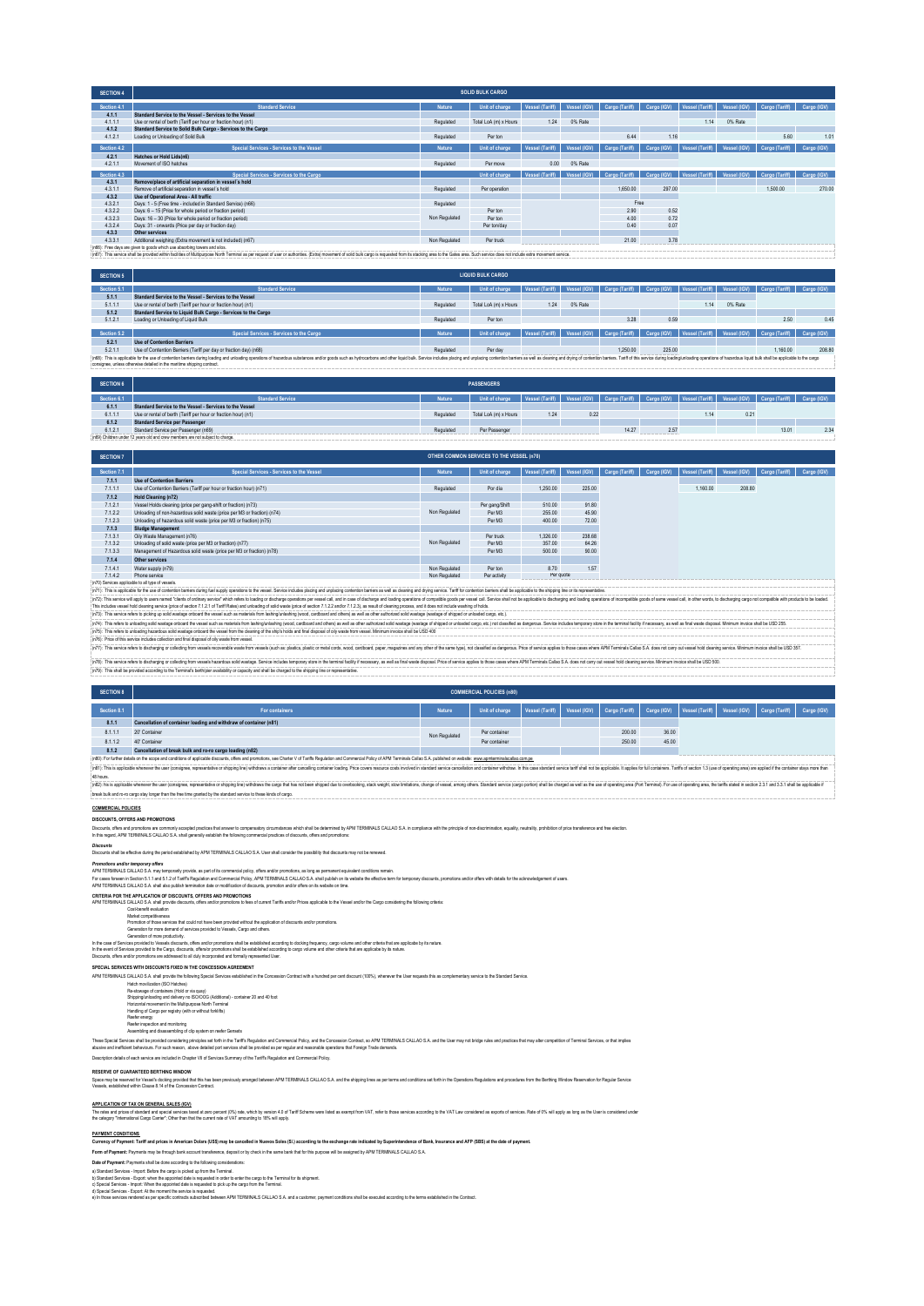| SECTION 4 | SOLID BULK CARGO | | | | | | | | | | |
|---|---|---|---|---|---|---|---|---|---|---|---|
| Section 4.1 | Standard Service | Nature | Unit of charge | Vessel (Tariff) | Vessel (IGV) | Cargo (Tariff) | Cargo (IGV) | Vessel (Tariff) | Vessel (IGV) | Cargo (Tariff) | Cargo (IGV) |
| 4.1.1 | Standard Service to the Vessel - Services to the Vessel | | | | | | | | | | |
| 4.1.1.1 | Use or rental of berth (Tariff per hour or fraction hour) (n1) | Regulated | Total LoA (m) x Hours | 1.24 | 0% Rate | | | 1.14 | 0% Rate | | |
| 4.1.2 | Standard Service to Solid Bulk Cargo - Services to the Cargo | | | | | | | | | | |
| 4.1.2.1 | Loading or Unloading of Solid Bulk | Regulated | Per ton | | | 6.44 | 1.16 | | | 5.60 | 1.01 |
| Section 4.2 | Special Services - Services to the Vessel | Nature | Unit of charge | Vessel (Tariff) | Vessel (IGV) | Cargo (Tariff) | Cargo (IGV) | Vessel (Tariff) | Vessel (IGV) | Cargo (Tariff) | Cargo (IGV) |
| 4.2.1 | Hatches or Hold Lids(n8) | | | | | | | | | | |
| 4.2.1.1 | Movement of ISO hatches | Regulated | Per move | 0.00 | 0% Rate | | | | | | |
| Section 4.3 | Special Services - Services to the Cargo | | Unit of charge | Vessel (Tariff) | Vessel (IGV) | Cargo (Tariff) | Cargo (IGV) | Vessel (Tariff) | Vessel (IGV) | Cargo (Tariff) | Cargo (IGV) |
| 4.3.1 | Remove/place of artificial separation in vessel's hold | | | | | | | | | | |
| 4.3.1.1 | Remove of artificial separation in vessel's hold | Regulated | Per operation | | | 1,650.00 | 297.00 | | | 1,500.00 | 270.00 |
| 4.3.2 | Use of Operational Area - All traffic | | | | | | | | | | |
| 4.3.2.1 | Days: 1 - 5 (Free time - included in Standard Service) (n66) | Regulated | | | | Free | | | | | |
| 4.3.2.2 | Days: 6 – 15 (Price for whole period or fraction period) | Non Regulated | Per ton | | | 2.90 | 0.52 | | | | |
| 4.3.2.3 | Days: 16 – 30 (Price for whole period or fraction period) | | Per ton | | | 4.00 | 0.72 | | | | |
| 4.3.2.4 | Days: 31 - onwards (Price per day or fraction day) | | Per ton/day | | | 0.40 | 0.07 | | | | |
| 4.3.3 | Other services | | | | | | | | | | |
| 4.3.3.1 | Additional weighing (Extra movement is not included) (n67) | Non Regulated | Per truck | | | 21.00 | 3.78 | | | | |

(n66): Free days are given to goods which use absorbing towers and silos.

(n67): This service shall be provided within facilities of Multipurpose North Terminal as per request of user or authorities. (Extra) movement of solid bulk cargo is requested from its stacking area to the Gates area. Such service does not include extra movement service.

| SECTION 5 | LIQUID BULK CARGO | | | | | | | | | | |
|---|---|---|---|---|---|---|---|---|---|---|---|
| Section 5.1 | Standard Service | Nature | Unit of charge | Vessel (Tariff) | Vessel (IGV) | Cargo (Tariff) | Cargo (IGV) | Vessel (Tariff) | Vessel (IGV) | Cargo (Tariff) | Cargo (IGV) |
| 5.1.1 | Standard Service to the Vessel - Services to the Vessel | | | | | | | | | | |
| 5.1.1.1 | Use or rental of berth (Tariff per hour or fraction hour) (n1) | Regulated | Total LoA (m) x Hours | 1.24 | 0% Rate | | | 1.14 | 0% Rate | | |
| 5.1.2 | Standard Service to Liquid Bulk Cargo - Services to the Cargo | | | | | | | | | | |
| 5.1.2.1 | Loading or Unloading of Liquid Bulk | Regulated | Per ton | | | 3.28 | 0.59 | | | 2.50 | 0.45 |
| Section 5.2 | Special Services - Services to the Cargo | Nature | Unit of charge | Vessel (Tariff) | Vessel (IGV) | Cargo (Tariff) | Cargo (IGV) | Vessel (Tariff) | Vessel (IGV) | Cargo (Tariff) | Cargo (IGV) |
| 5.2.1 | Use of Contention Barriers | | | | | | | | | | |
| 5.2.1.1 | Use of Contention Barriers (Tariff per day or fraction day) (n68) | Regulated | Per day | | | 1,250.00 | 225.00 | | | 1,160.00 | 208.80 |

(n68): This is applicable for the use of contention barriers during loading and unloading operations of hazardous substances and/or goods such as hydrocarbons and other liquid bulk. Service includes placing and unplacing contention barriers as well as cleaning and drying of contention barriers. Tariff of this service during loading/unloading operations of hazardous liquid bulk shall be applicable to the cargo consignee, unless otherwise detailed in the maritime shipping contract.

| SECTION 6 | PASSENGERS | | | | | | | | | | |
|---|---|---|---|---|---|---|---|---|---|---|---|
| Section 6.1 | Standard Service | Nature | Unit of charge | Vessel (Tariff) | Vessel (IGV) | Cargo (Tariff) | Cargo (IGV) | Vessel (Tariff) | Vessel (IGV) | Cargo (Tariff) | Cargo (IGV) |
| 6.1.1 | Standard Service to the Vessel - Services to the Vessel | | | | | | | | | | |
| 6.1.1.1 | Use or rental of berth (Tariff per hour or fraction hour) (n1) | Regulated | Total LoA (m) x Hours | 1.24 | 0.22 | | | 1.14 | 0.21 | | |
| 6.1.2 | Standard Service per Passenger | | | | | | | | | | |
| 6.1.2.1 | Standard Service per Passenger (n69) | Regulated | Per Passenger | | | 14.27 | 2.57 | | | 13.01 | 2.34 |

(n69) Children under 13 years old and crew members are not subject to charge.

| SECTION 7 | OTHER COMMON SERVICES TO THE VESSEL (n70) | | | | | | | | | | |
|---|---|---|---|---|---|---|---|---|---|---|---|
| Section 7.1 | Special Services - Services to the Vessel | Nature | Unit of charge | Vessel (Tariff) | Vessel (IGV) | Cargo (Tariff) | Cargo (IGV) | Vessel (Tariff) | Vessel (IGV) | Cargo (Tariff) | Cargo (IGV) |
| 7.1.1 | Use of Contention Barriers | | | | | | | | | | |
| 7.1.1.1 | Use of Contention Barriers (Tariff per hour or fraction hour) (n71) | Regulated | Per día | 1,250.00 | 225.00 | | | 1,160.00 | 208.80 | | |
| 7.1.2 | Hold Cleaning (n72) | | | | | | | | | | |
| 7.1.2.1 | Vessel Holds cleaning (price per gang-shift or fraction) (n73) | Non Regulated | Per gang/Shift | 510.00 | 91.80 | | | | | | |
| 7.1.2.2 | Unloading of non-hazardous solid waste (price per M3 or fraction) (n74) | | Per M3 | 255.00 | 45.90 | | | | | | |
| 7.1.2.3 | Unloading of hazardous solid waste (price per M3 or fraction) (n75) | | Per M3 | 400.00 | 72.00 | | | | | | |
| 7.1.3 | Sludge Management | | | | | | | | | | |
| 7.1.3.1 | Oily Waste Management (n76) | Non Regulated | Per truck | 1,326.00 | 238.68 | | | | | | |
| 7.1.3.2 | Unloading of solid waste (price per M3 or fraction) (n77) | | Per M3 | 357.00 | 64.26 | | | | | | |
| 7.1.3.3 | Management of Hazardous solid waste (price per M3 or fraction) (n78) | | Per M3 | 500.00 | 90.00 | | | | | | |
| 7.1.4 | Other services | | | | | | | | | | |
| 7.1.4.1 | Water supply (n79) | Non Regulated | Per ton | 8.70 | 1.57 | | | | | | |
| 7.1.4.2 | Phone service | Non Regulated | Per activity | Per quote | | | | | | | |

(n70) Services applicable to all type of vessels.

(n71): This is applicable for the use of contention barriers during fuel supply operations to the vessel. Service includes placing and unplacing contention barriers as well as cleaning and drying service. Tariff for contention barriers shall be applicable to the shipping line or its representative.

(n72): This service will apply to users named "clients of ordinary service" which refers to loading or discharge operations per vessel call, and in case of discharge and loading operations of compatible goods per vessel call. Service shall not be applicable to discharging and loading operations of incompatible goods of same vessel call, in other words, to discharging cargo not compatible with products to be loaded. This includes vessel hold cleaning service (price of section 7.1.2.1 of Tariff Rates) and unloading of solid waste (price of section 7.1.2.2 and/or 7.1.2.3), as result of cleaning process, and it does not include washing of holds.

(n73): This service refers to picking up solid waste onboard the vessel such as materials from lashing/unlashing (wood, cardboard and others) as well as other authorized solid wastage (wastage of shipped or unloaded cargo, etc.).

(n74): This refers to unloading solid wastage onboard the vessel such as materials from lashing/unlashing (wood, cardboard and others) as well as other authorized solid wastage (wastage of shipped or unloaded cargo, etc.) (not classified as dangerous. Service includes temporary store in the terminal facility if necessary, as well as final waste disposal. Minimum invoice shall be USD 255.

(n75): This refers to unloading hazardous solid wastage onboard the vessel from the cleaning of the ship's holds and final disposal of oily waste from vessel. Minimum invoice shall be USD 400

(n76): Price of this service includes collection and final disposal of oily waste from vessel.

(n77): This service refers to discharging or collecting from vessels recoverable waste (such as: plastics, plastic or metal cords, wood, cardboard, paper, magazines and any other of the same type), not classified as dangerous. Price of service applies to those cases where APM Terminals Callao S.A. does not carry out vessel hold cleaning service. Minimum invoice shall be USD 357.

(n78): This service refers to discharging or collecting from vessels hazardous solid wastage. Service includes temporary store in the terminal facility if necessary, as well as final waste disposal. Price of service applies to those cases where APM Terminals Callao S.A. does not carry out vessel hold cleaning service. Minimum invoice shall be USD 500.

(n79): This shall be provided according to the Terminal's berth/pier availability or capacity and shall be charged to the shipping line or representative.

| SECTION 8 | COMMERCIAL POLICIES (n80) | | | | | | | | | | |
|---|---|---|---|---|---|---|---|---|---|---|---|
| Section 8.1 | For containers | Nature | Unit of charge | Vessel (Tariff) | Vessel (IGV) | Cargo (Tariff) | Cargo (IGV) | Vessel (Tariff) | Vessel (IGV) | Cargo (Tariff) | Cargo (IGV) |
| 8.1.1 | Cancellation of container loading and withdraw of container (n81) | | | | | | | | | | |
| 8.1.1.1 | 20' Container | Non Regulated | Per container | | | 200.00 | 36.00 | | | | |
| 8.1.1.2 | 40' Container | | Per container | | | 250.00 | 45.00 | | | | |
| 8.1.2 | Cancellation of break bulk and ro-ro cargo loading (n82) | | | | | | | | | | |

(n80): For further details on the scope and conditions of applicable discounts, offers and promotions, see Charter V of Tariffs Regulation and Commercial Policy of APM Terminals Callao S.A. published on website: www.apmterminalscallao.com.pe

(n81): This is applicable whenever the user (consignee, representative or shipping line) withdraws a container after cancelling container loading. Price covers resource costs involved in standard service cancellation and container withdraw. In this case standard service tariff shall not be applicable. It applies for full containers. Tariffs of section 1.3 (use of operating area) are applied if the container stays more than 48 hours.

(n82): It is applicable whenever the user (consignee, representative or shipping line) withdraws the cargo that has not been shipped due to overbooking, stack weight, stow limitations, change of vessel, among others. Standard service (cargo portion) shall be charged as well as the use of operating area (Port Terminal). For use of operating area, the tariffs stated in section 2.3.1 and 3.3.1 shall be applicable if break bulk and ro-ro cargo stay longer than the free time granted by the standard service to these kinds of cargo.

## COMMERCIAL POLICIES

### DISCOUNTS, OFFERS AND PROMOTIONS

Discounts, offers and promotions are commonly accepted practices that answer to compensatory circumstances which shall be determined by APM TERMINALS CALLAO S.A. in compliance with the principle of non-discrimination, equality, neutrality, prohibition of price transference and free election.
In this regard, APM TERMINALS CALLAO S.A. shall generally establish the following commercial practices of discounts, offers and promotions:

***Discounts***

Discounts shall be effective during the period established by APM TERMINALS CALLAO S.A. User shall consider the possibility that discounts may not be renewed.

***Promotions and/or temporary offers***

APM TERMINALS CALLAO S.A. may temporarily provide, as part of its commercial policy, offers and/or promotions, as long as permanent equivalent conditions remain.
For cases foreseen in Section 5.1.1 and 5.1.2 of Tariff's Regulation and Commercial Policy, APM TERMINALS CALLAO S.A. shall publish on its website the effective term for temporary discounts, promotions and/or offers with details for the acknowledgement of users.
APM TERMINALS CALLAO S.A. shall also publish termination date or modification of discounts, promotion and/or offers on its website on time.

**CRITERIA FOR THE APPLICATION OF DISCOUNTS, OFFERS AND PROMOTIONS**

APM TERMINALS CALLAO S.A. shall provide discounts, offers and/or promotions to fees of current Tariffs and/or Prices applicable to the Vessel and/or the Cargo considering the following criteria:

- Cost-benefit evaluation
- Market competitiveness
- Promotion of those services that could not have been provided without the application of discounts and/or promotions.
- Generation for more demand of services provided to Vessels, Cargo and others.
- Generation of more productivity.

In the case of Services provided to Vessels discounts, offers and/or promotions shall be established according to docking frequency, cargo volume and other criteria that are applicable by its nature.
In the event of Services provided to the Cargo, discounts, offers/or promotions shall be established according to cargo volume and other criteria that are applicable by its nature.
Discounts, offers and/or promotions are addressed to all duly incorporated and formally represented User.

**SPECIAL SERVICES WITH DISCOUNTS FIXED IN THE CONCESSION AGREEMENT**

APM TERMINALS CALLAO S.A. shall provide the following Special Services established in the Concession Contract with a hundred per cent discount (100%), whenever the User requests this as complementary service to the Standard Service.

- Hatch movilization (ISO Hatches)
- Re-stowage of containers (Hold or via quay)
- Shipping/unloading and delivery no ISO/OOG (Additional) - container 20 and 40 foot
- Horizontal movement in the Multipurpose North Terminal
- Handling of Cargo per registry (with or without forklifts)
- Reefer energy
- Reefer inspection and monitoring
- Assembling and disassembling of clip system on reefer Gensets

These Special Services shall be provided considering principles set forth in the Tariff's Regulation and Commercial Policy, and the Concession Contract, so APM TERMINALS CALLAO S.A. and the User may not bridge rules and practices that may alter competition of Terminal Services, or that implies abusive and inefficient behaviours. For such reason, above detailed port services shall be provided as per regular and reasonable operations that Foreign Trade demands.

Description details of each service are included in Chapter VII of Services Summary of the Tariff's Regulation and Commercial Policy.

**RESERVE OF GUARANTEED BERTHING WINDOW**

Space may be reserved for Vessel's docking provided that this has been previously arranged between APM TERMINALS CALLAO S.A. and the shipping lines as per terms and conditions set forth in the Operations Regulations and procedures from the Berthing Window Reservation for Regular Service Vessels, established within Clause 8.14 of the Concession Contract.

**APPLICATION OF TAX ON GENERAL SALES (IGV)**

The rates and prices of standard and special services based at zero percent (0%) rate, which by version 4.0 of Tariff Scheme were listed as exempt from VAT, refer to those services according to the VAT Law considered as exports of services. Rate of 0% will apply as long as the User is considered under the category "International Cargo Carrier". Other than that the current rate of VAT amounting to 18% will apply.

**PAYMENT CONDITIONS**

**Currency of Payment: Tariff and prices in American Dollars (US$) may be cancelled in Nuevos Soles (S/.) according to the exchange rate indicated by Superintendence of Bank, Insurance and AFP (SBS) at the date of payment.**

**Form of Payment:** Payments may be through bank account transference, deposit or by check in the same bank that for this purpose will be assigned by APM TERMINALS CALLAO S.A.

**Date of Payment:** Payments shall be done according to the following considerations:

a) Standard Services - Import: Before the cargo is picked up from the Terminal.
b) Standard Services - Export: when the appointed date is requested in order to enter the cargo to the Terminal for its shipment.
c) Special Services - Import: When the appointed date is requested to pick up the cargo from the Terminal.
d) Special Services - Export: At the moment the service is requested.
e) In those services rendered as per specific contracts subscribed between APM TERMINALS CALLAO S.A. and a customer, payment conditions shall be executed according to the terms established in the Contract.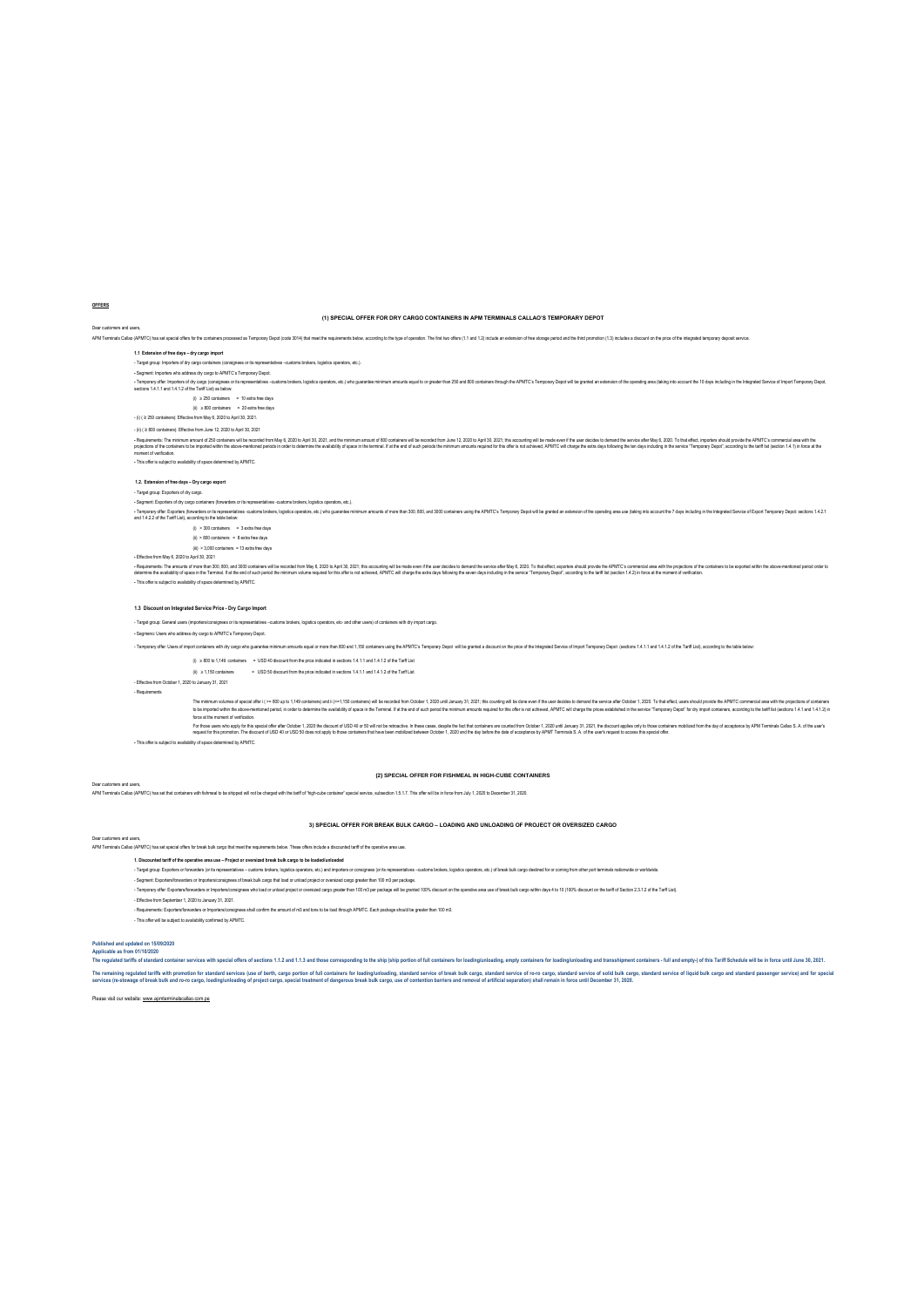**OFFERS**

## (1) SPECIAL OFFER FOR DRY CARGO CONTAINERS IN APM TERMINALS CALLAO'S TEMPORARY DEPOT

Dear customers and users,

APM Terminals Callao (APMTC) has set special offers for the containers processed as Temporary Depot (code 3014) that meet the requirements below, according to the type of operation. The first two offers (1.1 and 1.2) include an extension of free storage period and the third promotion (1.3) includes a discount on the price of the integrated temporary deposit service.

### 1.1 Extension of free days – dry cargo import

- Target group: Importers of dry cargo containers (consignees or its representatives –customs brokers, logistics operators, etc.).

- Segment: Importers who address dry cargo to APMTC's Temporary Depot.

- Temporary offer: Importers of dry cargo (consignees or its representatives –customs brokers, logistics operators, etc.) who guarantee minimum amounts equal to or greater than 250 and 800 containers through the APMTC's Temporary Depot will be granted an extension of the operating area (taking into account the 10 days including in the Integrated Service of Import Temporary Depot, sections 1.4.1.1 and 1.4.1.2 of the Tariff List) as below:

(i) ≥ 250 containers = 10 extra free days

(ii) ≥ 800 containers = 20 extra free days

- (i) ( ≥ 250 containers): Effective from May 6, 2020 to April 30, 2021.

- (ii) ( ≥ 800 containers): Effective from June 12, 2020 to April 30, 2021

- Requirements: The minimum amount of 250 containers will be recorded from May 6, 2020 to April 30, 2021, and the minimum amount of 800 containers will be recorded from June 12, 2020 to April 30, 2021; this accounting will be made even if the user decides to demand the service after May 6, 2020. To that effect, importers should provide the APMTC's commercial area with the projections of the containers to be imported within the above-mentioned periods in order to determine the availability of space in the terminal. If at the end of such periods the minimum amounts required for this offer is not achieved, APMTC will charge the extra days following the ten days including in the service "Temporary Depot", according to the tariff list (section 1.4.1) in force at the moment of verification.

- This offer is subject to availability of space determined by APMTC.

### 1.2. Extension of free days – Dry cargo export

- Target group: Exporters of dry cargo.

- Segment: Exporters of dry cargo containers (forwarders or its representatives -customs brokers, logistics operators, etc.).

- Temporary offer: Exporters (forwarders or its representatives -customs brokers, logistics operators, etc.) who guarantee minimum amounts of more than 300, 800, and 3000 containers using the APMTC's Temporary Depot will be granted an extension of the operating area use (taking into account the 7 days including in the Integrated Service of Export Temporary Depot: sections 1.4.2.1 and 1.4.2.2 of the Tariff List), according to the table below:

(i) > 300 containers = 3 extra free days

(ii) > 800 containers = 8 extra free days

(iii) > 3,000 containers = 13 extra free days

- Effective from May 6, 2020 to April 30, 2021

- Requirements: The amounts of more than 300, 800, and 3000 containers will be recorded from May 6, 2020 to April 30, 2021; this accounting will be made even if the user decides to demand the service after May 6, 2020. To that effect, exporters should provide the APMTC's commercial area with the projections of the containers to be exported within the above-mentioned period order to determine the availability of space in the Terminal. If at the end of such period the minimum volume required for this offer is not achieved, APMTC will charge the extra days following the seven days including in the service "Temporary Depot", according to the tariff list (section 1.4.2) in force at the moment of verification.

- This offer is subject to availability of space determined by APMTC.

### 1.3 Discount on Integrated Service Price - Dry Cargo Import

- Target group: General users (importers/consignees or its representatives –customs brokers, logistics operators, etc- and other users) of containers with dry import cargo.

- Segment: Users who address dry cargo to APMTC's Temporary Depot.

- Temporary offer: Users of import containers with dry cargo who guarantee minimum amounts equal or more than 800 and 1,150 containers using the APMTC's Temporary Depot will be granted a discount on the price of the Integrated Service of Import Temporary Depot (sections 1.4.1.1 and 1.4.1.2 of the Tariff List), according to the table below:

(i) ≥ 800 to 1,149 containers = USD 40 discount from the price indicated in sections 1.4.1.1 and 1.4.1.2 of the Tariff List

(ii) ≥ 1,150 containers = USD 50 discount from the price indicated in sections 1.4.1.1 and 1.4.1.2 of the Tariff List

- Effective from October 1, 2020 to January 31, 2021

- Requirements

The minimum volumes of special offer i ( >= 800 up to 1,149 containers) and ii (>=1,150 containers) will be recorded from October 1, 2020 until January 31, 2021; this counting will be done even if the user decides to demand the service after October 1, 2020. To that effect, users should provide the APMTC commercial area with the projections of containers to be imported within the above-mentioned period, in order to determine the availability of space in the Terminal. If at the end of such period the minimum amounts required for this offer is not achieved, APMTC will charge the prices established in the service "Temporary Depot" for dry import containers, according to the tariff list (sections 1.4.1.1 and 1.4.1.2) in force at the moment of verification.

For those users who apply for this special offer after October 1, 2020 the discount of USD 40 or 50 will not be retroactive. In these cases, despite the fact that containers are counted from October 1, 2020 until January 31, 2021, the discount applies only to those containers mobilized from the day of acceptance by APM Terminals Callao S. A. of the user's request for this promotion. The discount of USD 40 or USD 50 does not apply to those containers that have been mobilized between October 1, 2020 and the day before the date of acceptance by APMT Terminals S. A. of the user's request to access this special offer.

- This offer is subject to availability of space determined by APMTC.

## (2) SPECIAL OFFER FOR FISHMEAL IN HIGH-CUBE CONTAINERS

Dear customers and users,

APM Terminals Callao (APMTC) has set that containers with fishmeal to be shipped will not be charged with the tariff of "high-cube container" special service, subsection 1.5.1.7. This offer will be in force from July 1, 2020 to December 31, 2020.

## 3) SPECIAL OFFER FOR BREAK BULK CARGO – LOADING AND UNLOADING OF PROJECT OR OVERSIZED CARGO

Dear customers and users,

APM Terminals Callao (APMTC) has set special offers for break bulk cargo that meet the requirements below. These offers include a discounted tariff of the operative area use:

### 1. Discounted tariff of the operative area use – Project or oversized break bulk cargo to be loaded/unloaded

- Target group: Exporters or forwarders (or its representatives – customs brokers, logistics operators, etc.) and importers or consignees (or its representatives -customs brokers, logistics operators, etc.) of break bulk cargo destined for or coming from other port terminals nationwide or worldwide.

- Segment: Exporters/forwarders or Importers/consignees of break bulk cargo that load or unload project or oversized cargo greater than 100 m3 per package.

- Temporary offer: Exporters/forwarders or Importers/consignees who load or unload project or oversized cargo greater than 100 m3 per package will be granted 100% discount on the operative area use of break bulk cargo within days 4 to 10 (100% discount on the tariff of Section 2.3.1.2 of the Tariff List).

- Effective from September 1, 2020 to January 31, 2021.

- Requirements: Exporters/forwarders or Importers/consignees shall confirm the amount of m3 and tons to be load through APMTC. Each package should be greater than 100 m3.

- This offer will be subject to availability confirmed by APMTC.

**Published and updated on 15/09/2020**

**Applicable as from 01/10/2020**

**The regulated tariffs of standard container services with special offers of sections 1.1.2 and 1.1.3 and those corresponding to the ship (ship portion of full containers for loading/unloading, empty containers for loading/unloading and transshipment containers - full and empty-) of this Tariff Schedule will be in force until June 30, 2021.**

**The remaining regulated tariffs with promotion for standard services (use of berth, cargo portion of full containers for loading/unloading, standard service of break bulk cargo, standard service of ro-ro cargo, standard service of solid bulk cargo, standard service of liquid bulk cargo and standard passenger service) and for special services (re-stowage of break bulk and ro-ro cargo, loading/unloading of project cargo, special treatment of dangerous break bulk cargo, use of contention barriers and removal of artificial separation) shall remain in force until December 31, 2020.**

Please visit our website: www.apmterminalscallao.com.pe